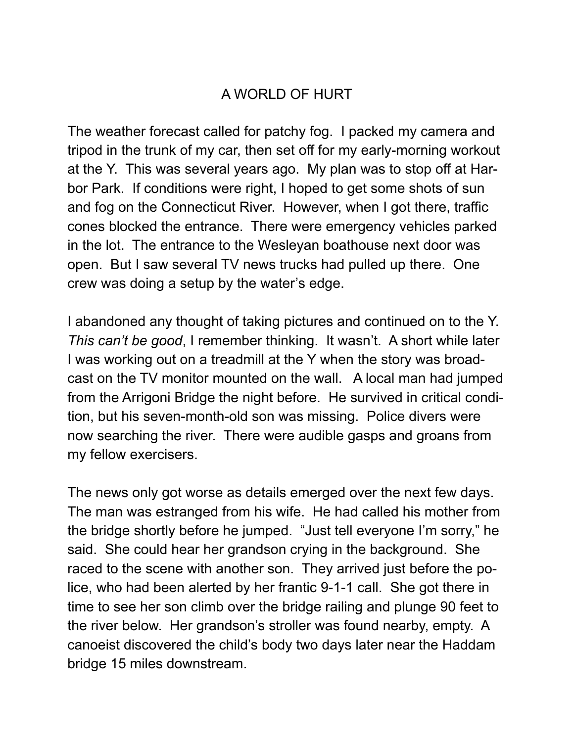# A WORLD OF HURT

The weather forecast called for patchy fog. I packed my camera and tripod in the trunk of my car, then set off for my early-morning workout at the Y. This was several years ago. My plan was to stop off at Harbor Park. If conditions were right, I hoped to get some shots of sun and fog on the Connecticut River. However, when I got there, traffic cones blocked the entrance. There were emergency vehicles parked in the lot. The entrance to the Wesleyan boathouse next door was open. But I saw several TV news trucks had pulled up there. One crew was doing a setup by the water's edge.

I abandoned any thought of taking pictures and continued on to the Y. *This can't be good*, I remember thinking. It wasn't. A short while later I was working out on a treadmill at the Y when the story was broadcast on the TV monitor mounted on the wall. A local man had jumped from the Arrigoni Bridge the night before. He survived in critical condition, but his seven-month-old son was missing. Police divers were now searching the river. There were audible gasps and groans from my fellow exercisers.

The news only got worse as details emerged over the next few days. The man was estranged from his wife. He had called his mother from the bridge shortly before he jumped. "Just tell everyone I'm sorry," he said. She could hear her grandson crying in the background. She raced to the scene with another son. They arrived just before the police, who had been alerted by her frantic 9-1-1 call. She got there in time to see her son climb over the bridge railing and plunge 90 feet to the river below. Her grandson's stroller was found nearby, empty. A canoeist discovered the child's body two days later near the Haddam bridge 15 miles downstream.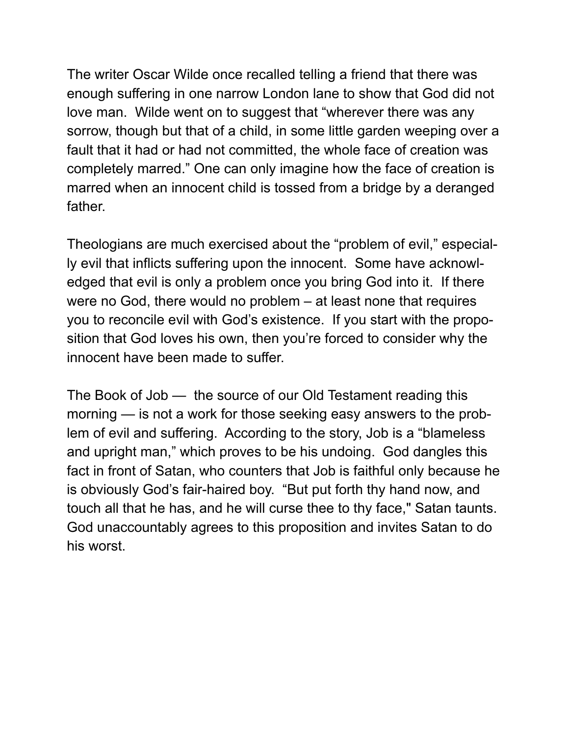The writer Oscar Wilde once recalled telling a friend that there was enough suffering in one narrow London lane to show that God did not love man. Wilde went on to suggest that "wherever there was any sorrow, though but that of a child, in some little garden weeping over a fault that it had or had not committed, the whole face of creation was completely marred." One can only imagine how the face of creation is marred when an innocent child is tossed from a bridge by a deranged father.

Theologians are much exercised about the "problem of evil," especially evil that inflicts suffering upon the innocent. Some have acknowledged that evil is only a problem once you bring God into it. If there were no God, there would no problem – at least none that requires you to reconcile evil with God's existence. If you start with the proposition that God loves his own, then you're forced to consider why the innocent have been made to suffer.

The Book of Job — the source of our Old Testament reading this morning — is not a work for those seeking easy answers to the problem of evil and suffering. According to the story, Job is a "blameless and upright man," which proves to be his undoing. God dangles this fact in front of Satan, who counters that Job is faithful only because he is obviously God's fair-haired boy. "But put forth thy hand now, and touch all that he has, and he will curse thee to thy face," Satan taunts. God unaccountably agrees to this proposition and invites Satan to do his worst.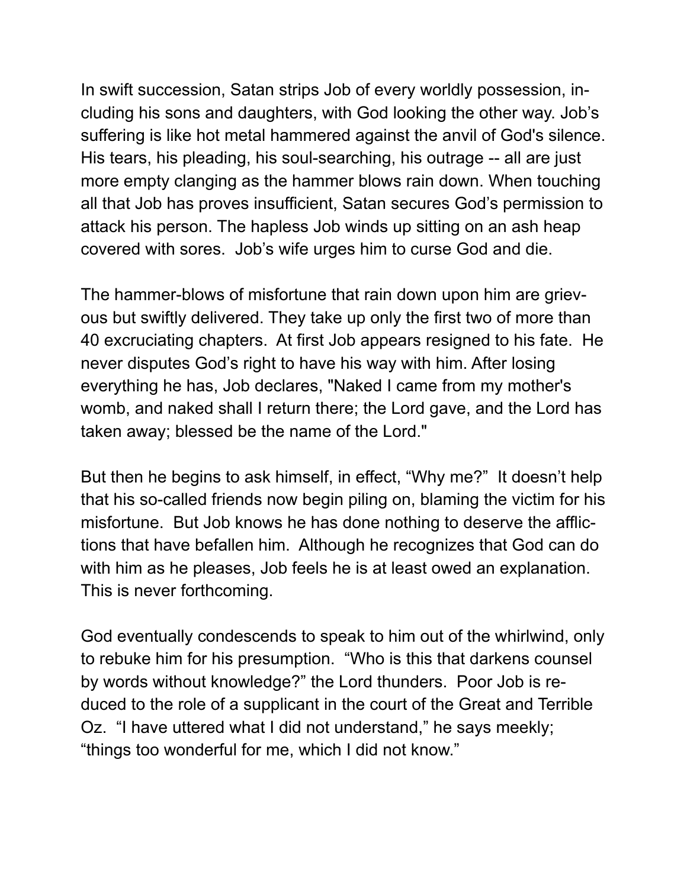In swift succession, Satan strips Job of every worldly possession, including his sons and daughters, with God looking the other way. Job's suffering is like hot metal hammered against the anvil of God's silence. His tears, his pleading, his soul-searching, his outrage -- all are just more empty clanging as the hammer blows rain down. When touching all that Job has proves insufficient, Satan secures God's permission to attack his person. The hapless Job winds up sitting on an ash heap covered with sores. Job's wife urges him to curse God and die.

The hammer-blows of misfortune that rain down upon him are grievous but swiftly delivered. They take up only the first two of more than 40 excruciating chapters. At first Job appears resigned to his fate. He never disputes God's right to have his way with him. After losing everything he has, Job declares, "Naked I came from my mother's womb, and naked shall I return there; the Lord gave, and the Lord has taken away; blessed be the name of the Lord."

But then he begins to ask himself, in effect, "Why me?" It doesn't help that his so-called friends now begin piling on, blaming the victim for his misfortune. But Job knows he has done nothing to deserve the afflictions that have befallen him. Although he recognizes that God can do with him as he pleases, Job feels he is at least owed an explanation. This is never forthcoming.

God eventually condescends to speak to him out of the whirlwind, only to rebuke him for his presumption. "Who is this that darkens counsel by words without knowledge?" the Lord thunders. Poor Job is reduced to the role of a supplicant in the court of the Great and Terrible Oz. "I have uttered what I did not understand," he says meekly; "things too wonderful for me, which I did not know."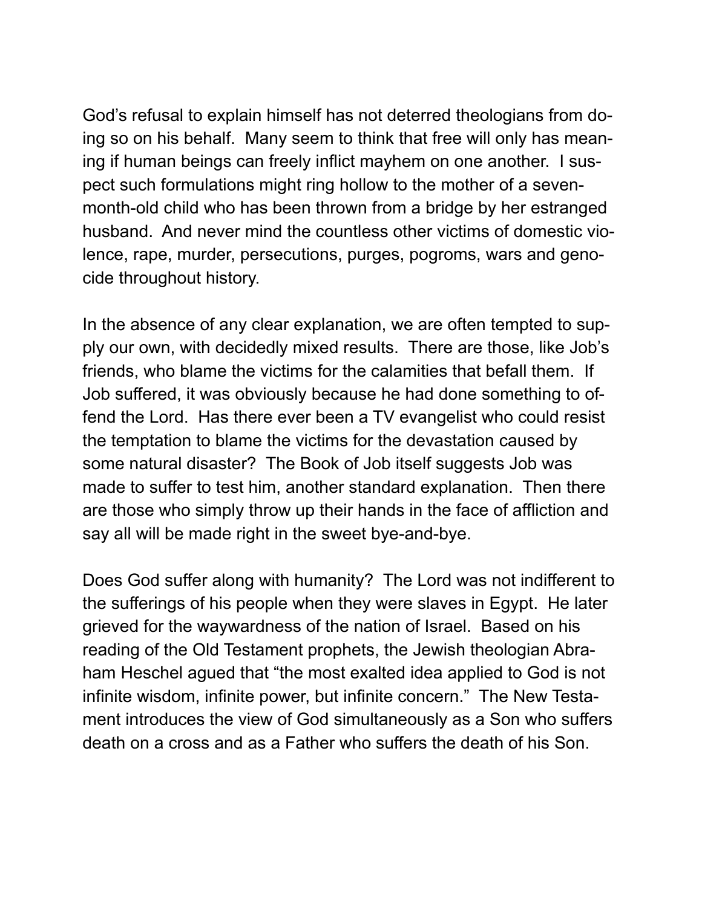God's refusal to explain himself has not deterred theologians from doing so on his behalf. Many seem to think that free will only has meaning if human beings can freely inflict mayhem on one another. I suspect such formulations might ring hollow to the mother of a seven-month-old child who has been thrown from a bridge by her estranged husband. And never mind the countless other victims of domestic violence, rape, murder, persecutions, purges, pogroms, wars and genocide throughout history.

In the absence of any clear explanation, we are often tempted to supply our own, with decidedly mixed results. There are those, like Job's friends, who blame the victims for the calamities that befall them. If Job suffered, it was obviously because he had done something to offend the Lord. Has there ever been a TV evangelist who could resist the temptation to blame the victims for the devastation caused by some natural disaster? The Book of Job itself suggests Job was made to suffer to test him, another standard explanation. Then there are those who simply throw up their hands in the face of affliction and say all will be made right in the sweet bye-and-bye.

Does God suffer along with humanity? The Lord was not indifferent to the sufferings of his people when they were slaves in Egypt. He later grieved for the waywardness of the nation of Israel. Based on his reading of the Old Testament prophets, the Jewish theologian Abraham Heschel agued that "the most exalted idea applied to God is not infinite wisdom, infinite power, but infinite concern." The New Testament introduces the view of God simultaneously as a Son who suffers death on a cross and as a Father who suffers the death of his Son.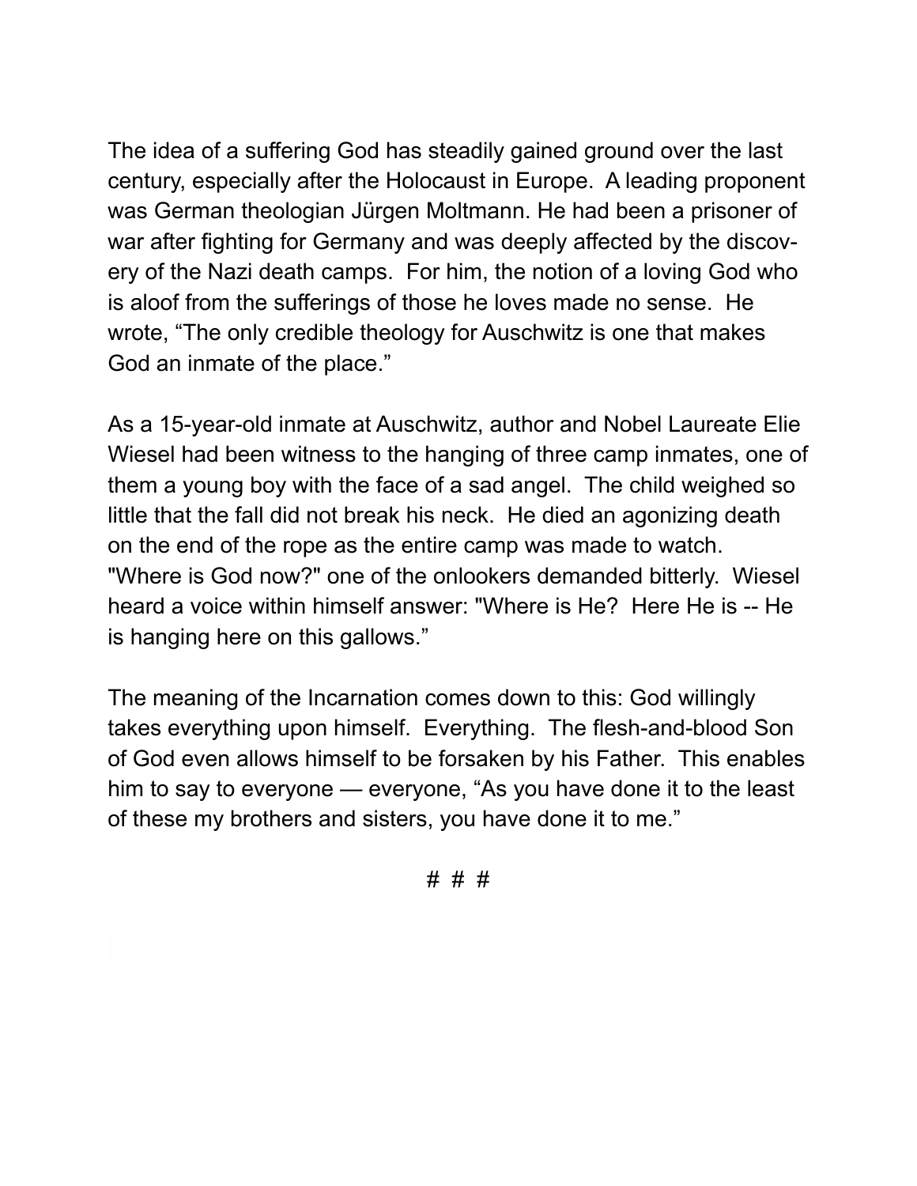The idea of a suffering God has steadily gained ground over the last century, especially after the Holocaust in Europe. A leading proponent was German theologian Jürgen Moltmann. He had been a prisoner of war after fighting for Germany and was deeply affected by the discovery of the Nazi death camps. For him, the notion of a loving God who is aloof from the sufferings of those he loves made no sense. He wrote, "The only credible theology for Auschwitz is one that makes God an inmate of the place."

As a 15-year-old inmate at Auschwitz, author and Nobel Laureate Elie Wiesel had been witness to the hanging of three camp inmates, one of them a young boy with the face of a sad angel. The child weighed so little that the fall did not break his neck. He died an agonizing death on the end of the rope as the entire camp was made to watch. "Where is God now?" one of the onlookers demanded bitterly. Wiesel heard a voice within himself answer: "Where is He? Here He is -- He is hanging here on this gallows."

The meaning of the Incarnation comes down to this: God willingly takes everything upon himself. Everything. The flesh-and-blood Son of God even allows himself to be forsaken by his Father. This enables him to say to everyone — everyone, "As you have done it to the least of these my brothers and sisters, you have done it to me."

# # #